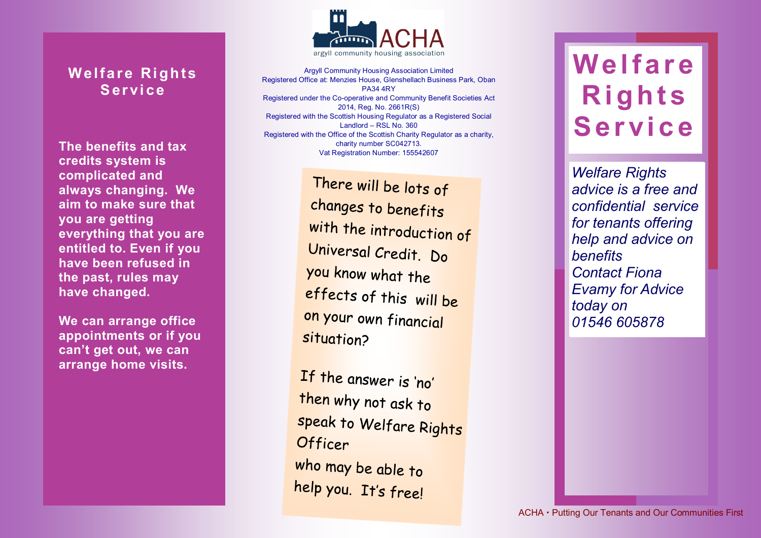## Welfare Rights Service

**The benefits and tax credits system is complicated and always changing. We aim to make sure that you are getting everything that you are entitled to. Even if you have been refused in the past, rules may have changed.**

**We can arrange office appointments or if you can't get out, we can arrange home visits.**

ACHA
argyll community housing association

Argyll Community Housing Association Limited
Registered Office at: Menzies House, Glenshellach Business Park, Oban PA34 4RY
Registered under the Co-operative and Community Benefit Societies Act 2014, Reg. No. 2661R(S)
Registered with the Scottish Housing Regulator as a Registered Social Landlord – RSL No. 360
Registered with the Office of the Scottish Charity Regulator as a charity, charity number SC042713.
Vat Registration Number: 155542607

There will be lots of changes to benefits with the introduction of Universal Credit. Do you know what the effects of this will be on your own financial situation?

If the answer is 'no' then why not ask to speak to Welfare Rights Officer who may be able to help you. It's free!

# Welfare Rights Service

*Welfare Rights advice is a free and confidential service for tenants offering help and advice on benefits*
*Contact Fiona Evamy for Advice today on 01546 605878*

ACHA • Putting Our Tenants and Our Communities First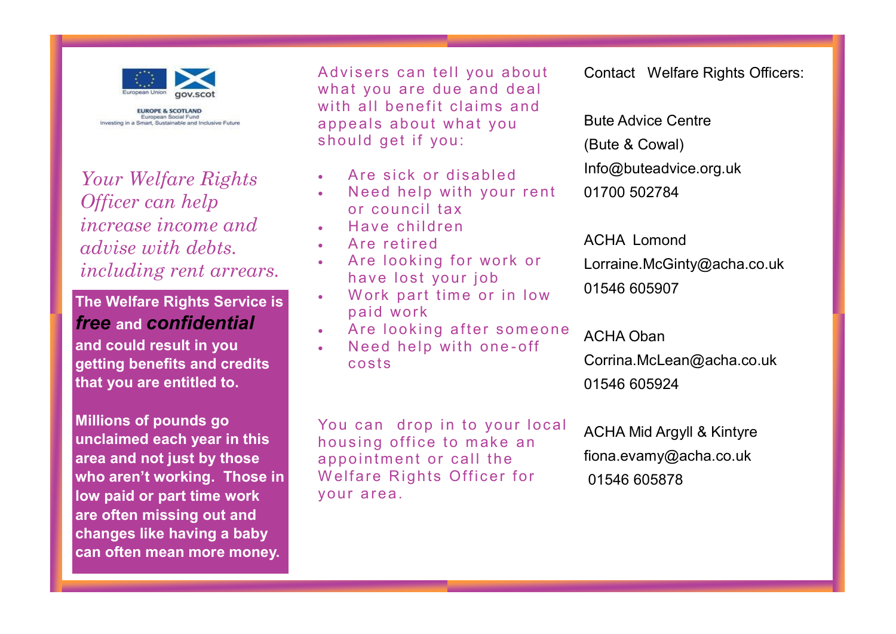European Union gov.scot

EUROPE & SCOTLAND
European Social Fund
Investing in a Smart, Sustainable and Inclusive Future

*Your Welfare Rights Officer can help increase income and advise with debts. including rent arrears.*

**The Welfare Rights Service is *free* and *confidential* and could result in you getting benefits and credits that you are entitled to.**

**Millions of pounds go unclaimed each year in this area and not just by those who aren't working. Those in low paid or part time work are often missing out and changes like having a baby can often mean more money.**

Advisers can tell you about what you are due and deal with all benefit claims and appeals about what you should get if you:

- Are sick or disabled
- Need help with your rent or council tax
- Have children
- Are retired
- Are looking for work or have lost your job
- Work part time or in low paid work
- Are looking after someone
- Need help with one-off costs

You can drop in to your local housing office to make an appointment or call the Welfare Rights Officer for your area.

Contact Welfare Rights Officers:

Bute Advice Centre
(Bute & Cowal)
Info@buteadvice.org.uk
01700 502784

ACHA Lomond
Lorraine.McGinty@acha.co.uk
01546 605907

ACHA Oban
Corrina.McLean@acha.co.uk
01546 605924

ACHA Mid Argyll & Kintyre
fiona.evamy@acha.co.uk
01546 605878